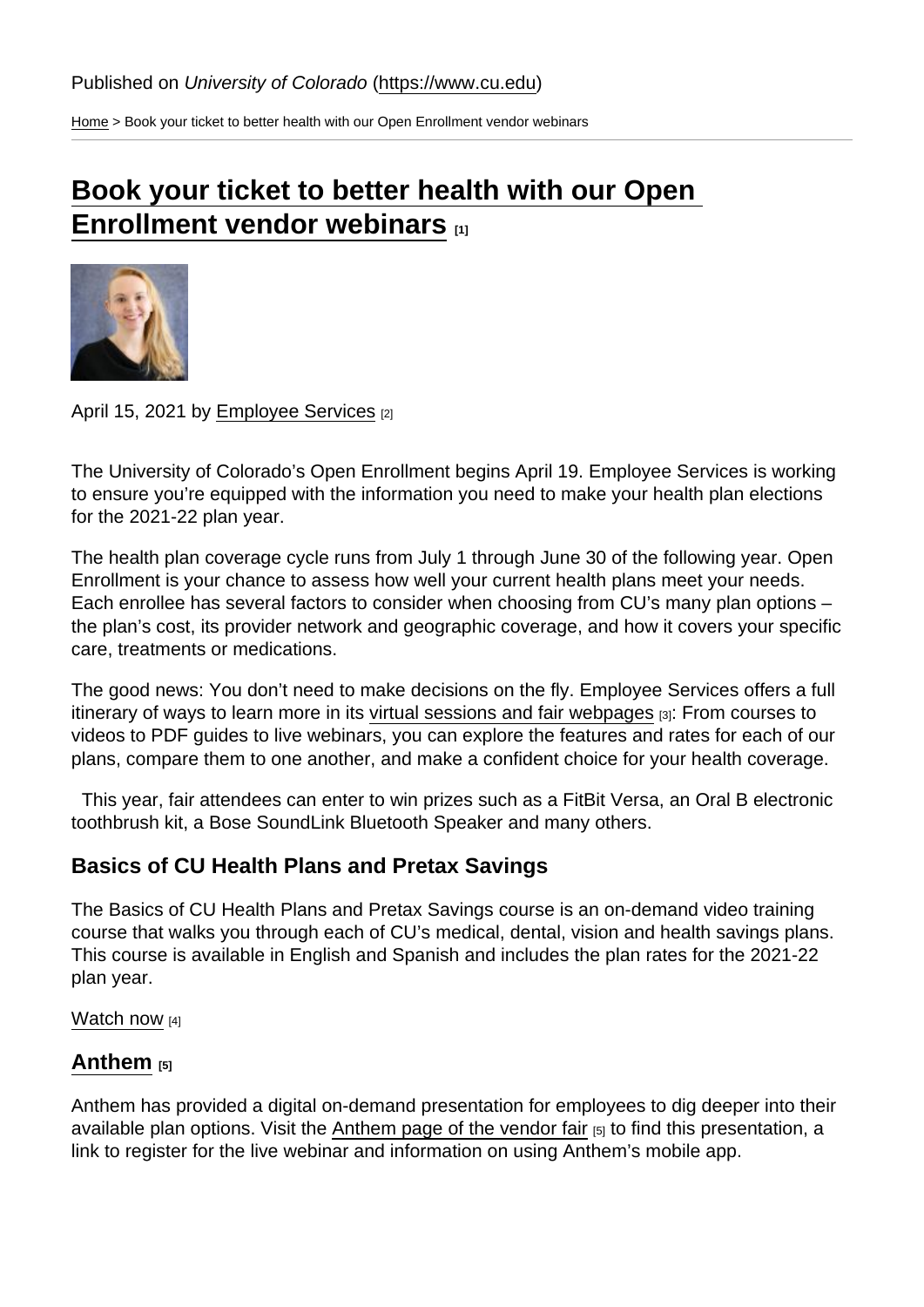Published on *University of Colorado* (https://www.cu.edu)

Home > Book your ticket to better health with our Open Enrollment vendor webinars

# Book your ticket to better health with our Open Enrollment vendor webinars [1]

April 15, 2021 by Employee Services [2]

The University of Colorado's Open Enrollment begins April 19. Employee Services is working to ensure you're equipped with the information you need to make your health plan elections for the 2021-22 plan year.

The health plan coverage cycle runs from July 1 through June 30 of the following year. Open Enrollment is your chance to assess how well your current health plans meet your needs. Each enrollee has several factors to consider when choosing from CU's many plan options – the plan's cost, its provider network and geographic coverage, and how it covers your specific care, treatments or medications.

The good news: You don't need to make decisions on the fly. Employee Services offers a full itinerary of ways to learn more in its virtual sessions and fair webpages [3]: From courses to videos to PDF guides to live webinars, you can explore the features and rates for each of our plans, compare them to one another, and make a confident choice for your health coverage.

This year, fair attendees can enter to win prizes such as a FitBit Versa, an Oral B electronic toothbrush kit, a Bose SoundLink Bluetooth Speaker and many others.

### Basics of CU Health Plans and Pretax Savings

The Basics of CU Health Plans and Pretax Savings course is an on-demand video training course that walks you through each of CU's medical, dental, vision and health savings plans. This course is available in English and Spanish and includes the plan rates for the 2021-22 plan year.

Watch now [4]

### Anthem [5]

Anthem has provided a digital on-demand presentation for employees to dig deeper into their available plan options. Visit the Anthem page of the vendor fair [5] to find this presentation, a link to register for the live webinar and information on using Anthem's mobile app.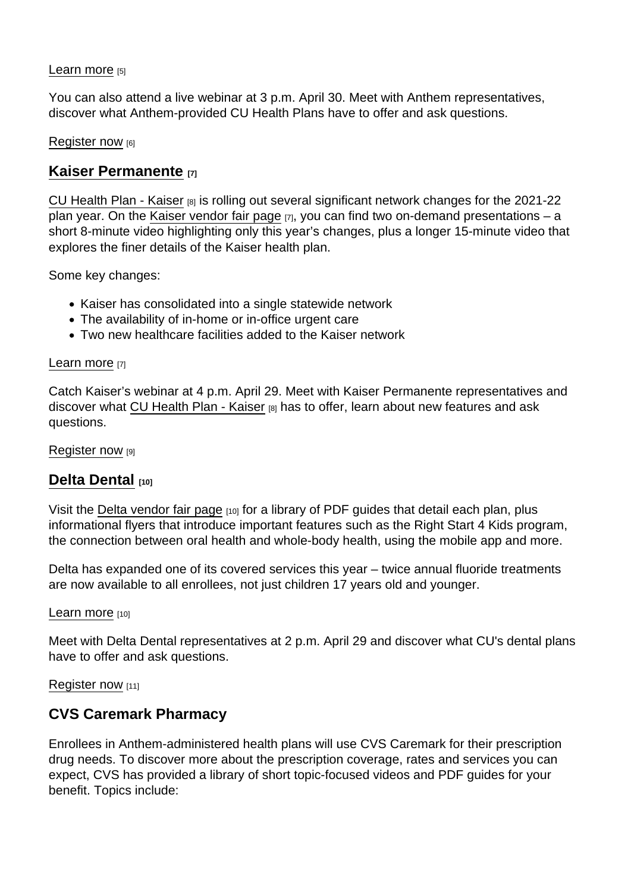Learn more [5]

You can also attend a live webinar at 3 p.m. April 30. Meet with Anthem representatives, discover what Anthem-provided CU Health Plans have to offer and ask questions.

Register now [6]

## Kaiser Permanente [7]

CU Health Plan - Kaiser [8] is rolling out several significant network changes for the 2021-22 plan year. On the Kaiser vendor fair page [7], you can find two on-demand presentations – a short 8-minute video highlighting only this year's changes, plus a longer 15-minute video that explores the finer details of the Kaiser health plan.

Some key changes:

- Kaiser has consolidated into a single statewide network
- The availability of in-home or in-office urgent care
- Two new healthcare facilities added to the Kaiser network

Learn more [7]

Catch Kaiser's webinar at 4 p.m. April 29. Meet with Kaiser Permanente representatives and discover what CU Health Plan - Kaiser [8] has to offer, learn about new features and ask questions.

Register now [9]

## Delta Dental [10]

Visit the Delta vendor fair page [10] for a library of PDF guides that detail each plan, plus informational flyers that introduce important features such as the Right Start 4 Kids program, the connection between oral health and whole-body health, using the mobile app and more.

Delta has expanded one of its covered services this year – twice annual fluoride treatments are now available to all enrollees, not just children 17 years old and younger.

Learn more [10]

Meet with Delta Dental representatives at 2 p.m. April 29 and discover what CU's dental plans have to offer and ask questions.

Register now [11]

## CVS Caremark Pharmacy

Enrollees in Anthem-administered health plans will use CVS Caremark for their prescription drug needs. To discover more about the prescription coverage, rates and services you can expect, CVS has provided a library of short topic-focused videos and PDF guides for your benefit. Topics include: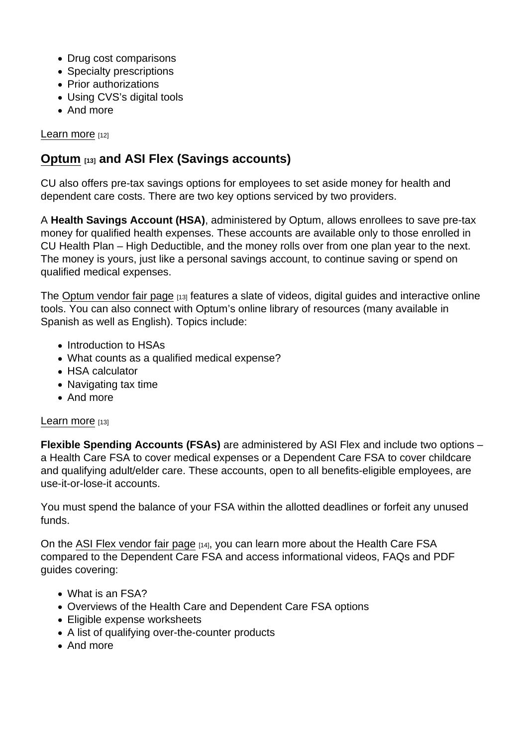- Drug cost comparisons
- Specialty prescriptions
- Prior authorizations
- Using CVS's digital tools
- And more

Learn more [12]

## Optum [13] and ASI Flex (Savings accounts)

CU also offers pre-tax savings options for employees to set aside money for health and dependent care costs. There are two key options serviced by two providers.

A **Health Savings Account (HSA)**, administered by Optum, allows enrollees to save pre-tax money for qualified health expenses. These accounts are available only to those enrolled in CU Health Plan – High Deductible, and the money rolls over from one plan year to the next. The money is yours, just like a personal savings account, to continue saving or spend on qualified medical expenses.

The Optum vendor fair page [13] features a slate of videos, digital guides and interactive online tools. You can also connect with Optum's online library of resources (many available in Spanish as well as English). Topics include:

- Introduction to HSAs
- What counts as a qualified medical expense?
- HSA calculator
- Navigating tax time
- And more

Learn more [13]

**Flexible Spending Accounts (FSAs)** are administered by ASI Flex and include two options – a Health Care FSA to cover medical expenses or a Dependent Care FSA to cover childcare and qualifying adult/elder care. These accounts, open to all benefits-eligible employees, are use-it-or-lose-it accounts.

You must spend the balance of your FSA within the allotted deadlines or forfeit any unused funds.

On the ASI Flex vendor fair page [14], you can learn more about the Health Care FSA compared to the Dependent Care FSA and access informational videos, FAQs and PDF guides covering:

- What is an FSA?
- Overviews of the Health Care and Dependent Care FSA options
- Eligible expense worksheets
- A list of qualifying over-the-counter products
- And more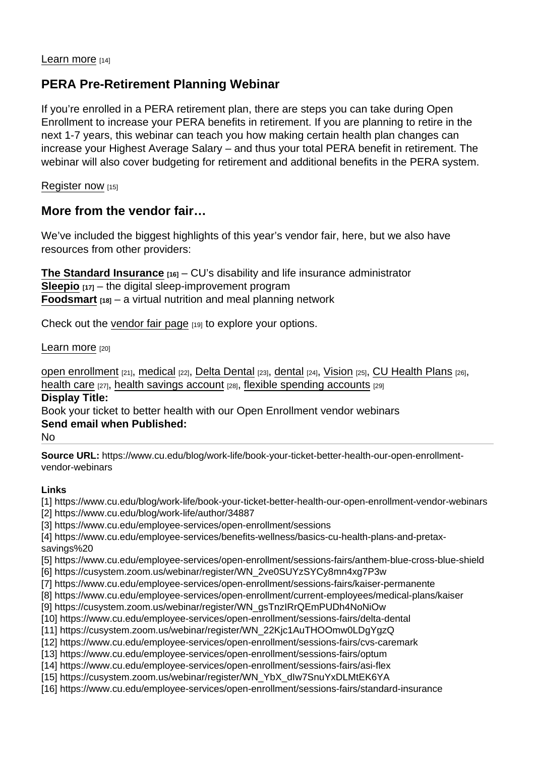Learn more [14]

## PERA Pre-Retirement Planning Webinar

If you're enrolled in a PERA retirement plan, there are steps you can take during Open Enrollment to increase your PERA benefits in retirement. If you are planning to retire in the next 1-7 years, this webinar can teach you how making certain health plan changes can increase your Highest Average Salary – and thus your total PERA benefit in retirement. The webinar will also cover budgeting for retirement and additional benefits in the PERA system.

Register now [15]

## More from the vendor fair…

We've included the biggest highlights of this year's vendor fair, here, but we also have resources from other providers:

**The Standard Insurance** [16] – CU's disability and life insurance administrator
**Sleepio** [17] – the digital sleep-improvement program
**Foodsmart** [18] – a virtual nutrition and meal planning network

Check out the vendor fair page [19] to explore your options.

Learn more [20]

open enrollment [21], medical [22], Delta Dental [23], dental [24], Vision [25], CU Health Plans [26], health care [27], health savings account [28], flexible spending accounts [29]

**Display Title:**
Book your ticket to better health with our Open Enrollment vendor webinars

**Send email when Published:**
No

**Source URL:** https://www.cu.edu/blog/work-life/book-your-ticket-better-health-our-open-enrollment-vendor-webinars

**Links**
[1] https://www.cu.edu/blog/work-life/book-your-ticket-better-health-our-open-enrollment-vendor-webinars
[2] https://www.cu.edu/blog/work-life/author/34887
[3] https://www.cu.edu/employee-services/open-enrollment/sessions
[4] https://www.cu.edu/employee-services/benefits-wellness/basics-cu-health-plans-and-pretax-savings%20
[5] https://www.cu.edu/employee-services/open-enrollment/sessions-fairs/anthem-blue-cross-blue-shield
[6] https://cusystem.zoom.us/webinar/register/WN_2ve0SUYzSYCy8mn4xg7P3w
[7] https://www.cu.edu/employee-services/open-enrollment/sessions-fairs/kaiser-permanente
[8] https://www.cu.edu/employee-services/open-enrollment/current-employees/medical-plans/kaiser
[9] https://cusystem.zoom.us/webinar/register/WN_gsTnzIRrQEmPUDh4NoNiOw
[10] https://www.cu.edu/employee-services/open-enrollment/sessions-fairs/delta-dental
[11] https://cusystem.zoom.us/webinar/register/WN_22Kjc1AuTHOOmw0LDgYgzQ
[12] https://www.cu.edu/employee-services/open-enrollment/sessions-fairs/cvs-caremark
[13] https://www.cu.edu/employee-services/open-enrollment/sessions-fairs/optum
[14] https://www.cu.edu/employee-services/open-enrollment/sessions-fairs/asi-flex
[15] https://cusystem.zoom.us/webinar/register/WN_YbX_dIw7SnuYxDLMtEK6YA
[16] https://www.cu.edu/employee-services/open-enrollment/sessions-fairs/standard-insurance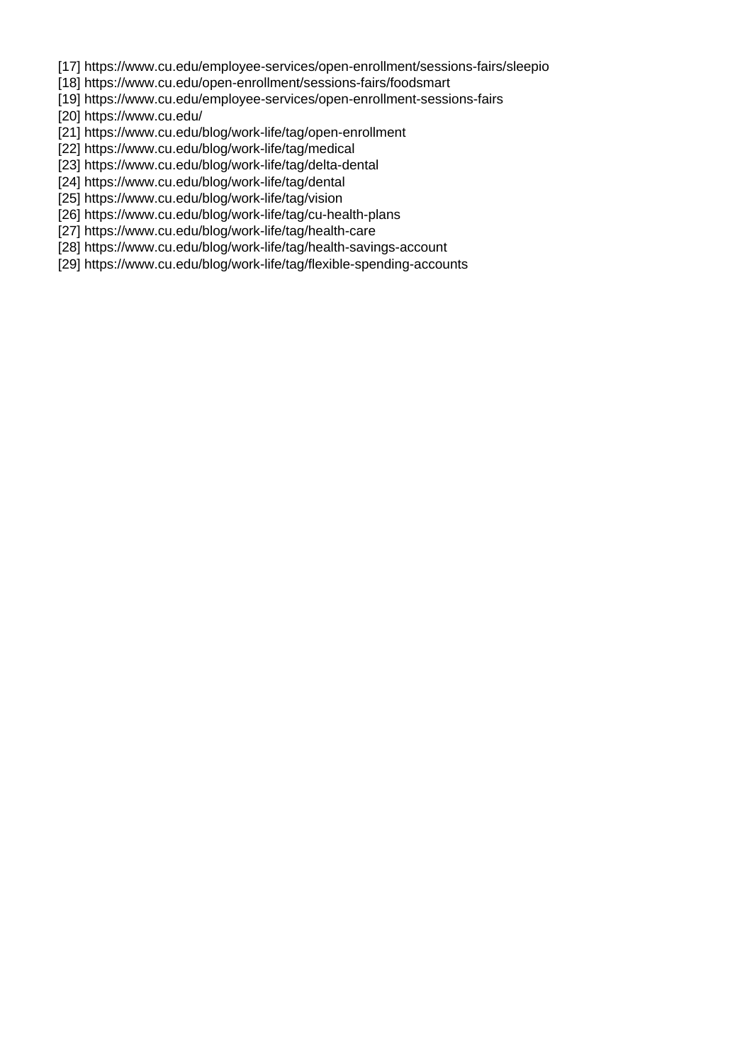[17] https://www.cu.edu/employee-services/open-enrollment/sessions-fairs/sleepio
[18] https://www.cu.edu/open-enrollment/sessions-fairs/foodsmart
[19] https://www.cu.edu/employee-services/open-enrollment-sessions-fairs
[20] https://www.cu.edu/
[21] https://www.cu.edu/blog/work-life/tag/open-enrollment
[22] https://www.cu.edu/blog/work-life/tag/medical
[23] https://www.cu.edu/blog/work-life/tag/delta-dental
[24] https://www.cu.edu/blog/work-life/tag/dental
[25] https://www.cu.edu/blog/work-life/tag/vision
[26] https://www.cu.edu/blog/work-life/tag/cu-health-plans
[27] https://www.cu.edu/blog/work-life/tag/health-care
[28] https://www.cu.edu/blog/work-life/tag/health-savings-account
[29] https://www.cu.edu/blog/work-life/tag/flexible-spending-accounts